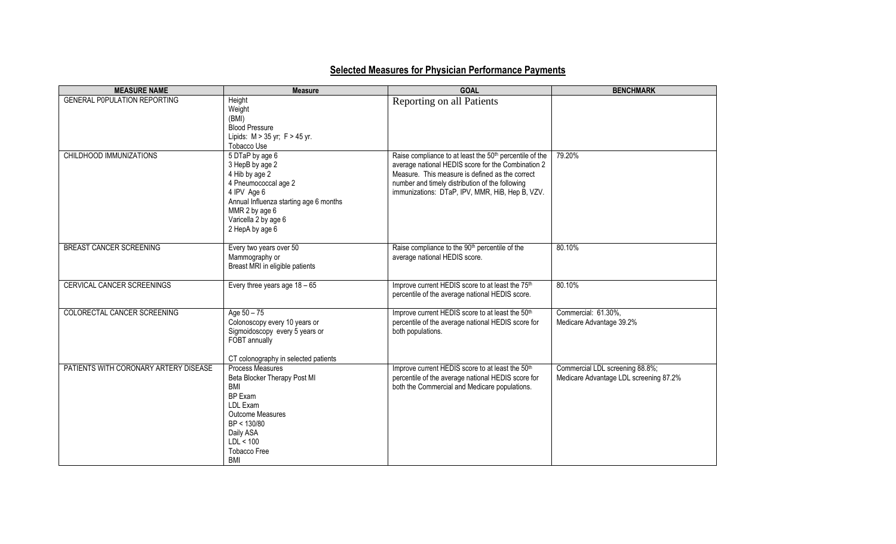## Selected Measures for Physician Performance Payments

| MEASURE NAME | Measure | GOAL | BENCHMARK |
|---|---|---|---|
| GENERAL P0PULATION REPORTING | Height<br>Weight<br>(BMI)<br>Blood Pressure<br>Lipids: M > 35 yr; F > 45 yr.<br>Tobacco Use | Reporting on all Patients | |
| CHILDHOOD IMMUNIZATIONS | 5 DTaP by age 6<br>3 HepB by age 2<br>4 Hib by age 2<br>4 Pneumococcal age 2<br>4 IPV Age 6<br>Annual Influenza starting age 6 months<br>MMR 2 by age 6<br>Varicella 2 by age 6<br>2 HepA by age 6 | Raise compliance to at least the 50th percentile of the average national HEDIS score for the Combination 2 Measure. This measure is defined as the correct number and timely distribution of the following immunizations: DTaP, IPV, MMR, HiB, Hep B, VZV. | 79.20% |
| BREAST CANCER SCREENING | Every two years over 50<br>Mammography or<br>Breast MRI in eligible patients | Raise compliance to the 90th percentile of the average national HEDIS score. | 80.10% |
| CERVICAL CANCER SCREENINGS | Every three years age 18 – 65 | Improve current HEDIS score to at least the 75th percentile of the average national HEDIS score. | 80.10% |
| COLORECTAL CANCER SCREENING | Age 50 – 75<br>Colonoscopy every 10 years or<br>Sigmoidoscopy every 5 years or<br>FOBT annually<br><br>CT colonography in selected patients | Improve current HEDIS score to at least the 50th percentile of the average national HEDIS score for both populations. | Commercial: 61.30%,<br>Medicare Advantage 39.2% |
| PATIENTS WITH CORONARY ARTERY DISEASE | Process Measures<br>Beta Blocker Therapy Post MI<br>BMI<br>BP Exam<br>LDL Exam<br>Outcome Measures<br>BP < 130/80<br>Daily ASA<br>LDL < 100<br>Tobacco Free<br>BMI | Improve current HEDIS score to at least the 50th percentile of the average national HEDIS score for both the Commercial and Medicare populations. | Commercial LDL screening 88.8%;<br>Medicare Advantage LDL screening 87.2% |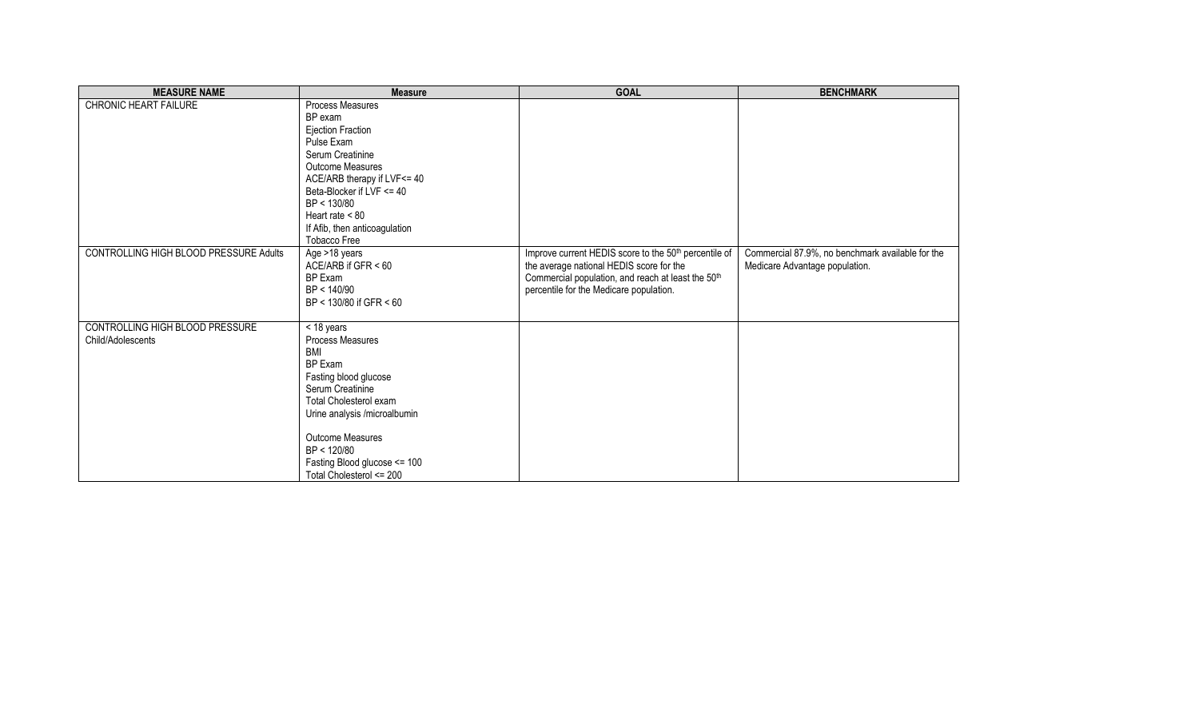| MEASURE NAME | Measure | GOAL | BENCHMARK |
|---|---|---|---|
| CHRONIC HEART FAILURE | Process Measures<br>BP exam<br>Ejection Fraction<br>Pulse Exam<br>Serum Creatinine<br>Outcome Measures<br>ACE/ARB therapy if LVF<= 40<br>Beta-Blocker if LVF <= 40<br>BP < 130/80<br>Heart rate < 80<br>If Afib, then anticoagulation<br>Tobacco Free | | |
| CONTROLLING HIGH BLOOD PRESSURE Adults | Age >18 years<br>ACE/ARB if GFR < 60<br>BP Exam<br>BP < 140/90<br>BP < 130/80 if GFR < 60 | Improve current HEDIS score to the 50th percentile of the average national HEDIS score for the Commercial population, and reach at least the 50th percentile for the Medicare population. | Commercial 87.9%, no benchmark available for the Medicare Advantage population. |
| CONTROLLING HIGH BLOOD PRESSURE Child/Adolescents | < 18 years<br>Process Measures<br>BMI<br>BP Exam<br>Fasting blood glucose<br>Serum Creatinine<br>Total Cholesterol exam<br>Urine analysis /microalbumin<br><br>Outcome Measures<br>BP < 120/80<br>Fasting Blood glucose <= 100<br>Total Cholesterol <= 200 | | |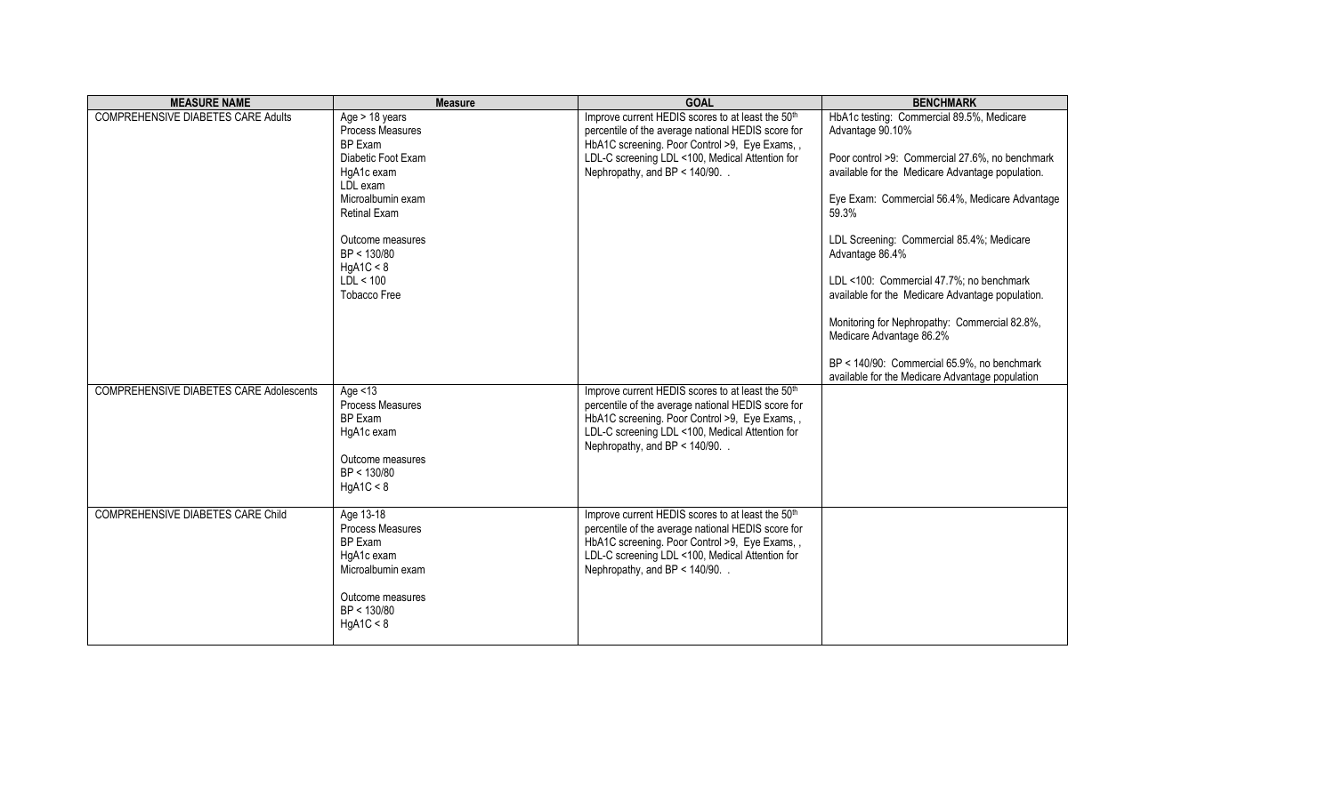| MEASURE NAME | Measure | GOAL | BENCHMARK |
|---|---|---|---|
| COMPREHENSIVE DIABETES CARE Adults | Age > 18 years<br>Process Measures<br>BP Exam<br>Diabetic Foot Exam<br>HgA1c exam<br>LDL exam<br>Microalbumin exam<br>Retinal Exam<br><br>Outcome measures<br>BP < 130/80<br>HgA1C < 8<br>LDL < 100<br>Tobacco Free | Improve current HEDIS scores to at least the 50th percentile of the average national HEDIS score for HbA1C screening. Poor Control >9, Eye Exams, , LDL-C screening LDL <100, Medical Attention for Nephropathy, and BP < 140/90. . | HbA1c testing: Commercial 89.5%, Medicare Advantage 90.10%<br><br>Poor control >9: Commercial 27.6%, no benchmark available for the Medicare Advantage population.<br><br>Eye Exam: Commercial 56.4%, Medicare Advantage 59.3%<br><br>LDL Screening: Commercial 85.4%; Medicare Advantage 86.4%<br><br>LDL <100: Commercial 47.7%; no benchmark available for the Medicare Advantage population.<br><br>Monitoring for Nephropathy: Commercial 82.8%, Medicare Advantage 86.2%<br><br>BP < 140/90: Commercial 65.9%, no benchmark available for the Medicare Advantage population |
| COMPREHENSIVE DIABETES CARE Adolescents | Age <13<br>Process Measures<br>BP Exam<br>HgA1c exam<br><br>Outcome measures<br>BP < 130/80<br>HgA1C < 8 | Improve current HEDIS scores to at least the 50th percentile of the average national HEDIS score for HbA1C screening. Poor Control >9, Eye Exams, , LDL-C screening LDL <100, Medical Attention for Nephropathy, and BP < 140/90. . | |
| COMPREHENSIVE DIABETES CARE Child | Age 13-18<br>Process Measures<br>BP Exam<br>HgA1c exam<br>Microalbumin exam<br><br>Outcome measures<br>BP < 130/80<br>HgA1C < 8 | Improve current HEDIS scores to at least the 50th percentile of the average national HEDIS score for HbA1C screening. Poor Control >9, Eye Exams, , LDL-C screening LDL <100, Medical Attention for Nephropathy, and BP < 140/90. . | |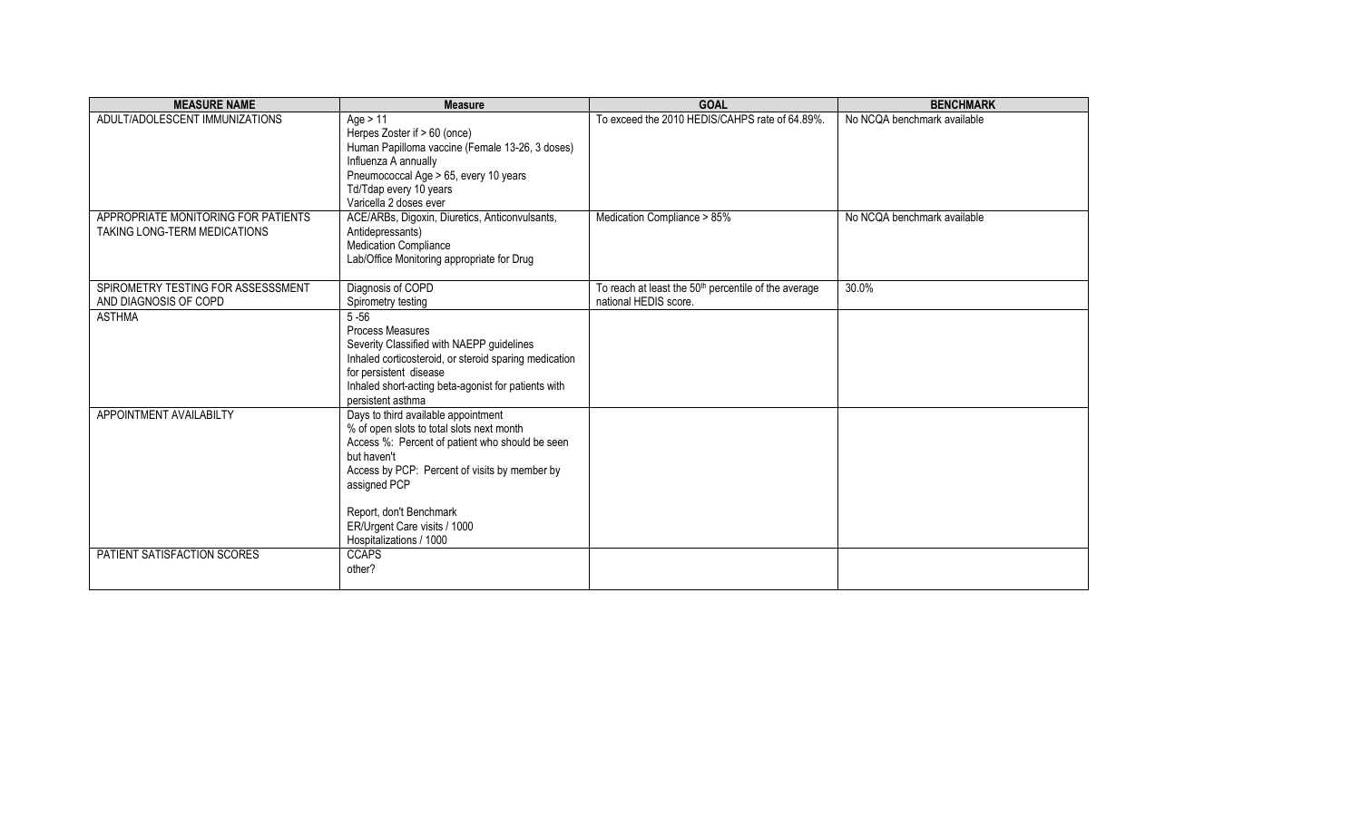| MEASURE NAME | Measure | GOAL | BENCHMARK |
|---|---|---|---|
| ADULT/ADOLESCENT IMMUNIZATIONS | Age > 11<br>Herpes Zoster if > 60 (once)<br>Human Papilloma vaccine (Female 13-26, 3 doses)<br>Influenza A annually<br>Pneumococcal Age > 65, every 10 years<br>Td/Tdap every 10 years<br>Varicella 2 doses ever | To exceed the 2010 HEDIS/CAHPS rate of 64.89%. | No NCQA benchmark available |
| APPROPRIATE MONITORING FOR PATIENTS TAKING LONG-TERM MEDICATIONS | ACE/ARBs, Digoxin, Diuretics, Anticonvulsants, Antidepressants)<br>Medication Compliance<br>Lab/Office Monitoring appropriate for Drug | Medication Compliance > 85% | No NCQA benchmark available |
| SPIROMETRY TESTING FOR ASSESSSMENT AND DIAGNOSIS OF COPD | Diagnosis of COPD<br>Spirometry testing | To reach at least the 50th percentile of the average national HEDIS score. | 30.0% |
| ASTHMA | 5 -56<br>Process Measures<br>Severity Classified with NAEPP guidelines<br>Inhaled corticosteroid, or steroid sparing medication for persistent disease<br>Inhaled short-acting beta-agonist for patients with persistent asthma | | |
| APPOINTMENT AVAILABILTY | Days to third available appointment<br>% of open slots to total slots next month<br>Access %: Percent of patient who should be seen but haven't<br>Access by PCP: Percent of visits by member by assigned PCP<br><br>Report, don't Benchmark<br>ER/Urgent Care visits / 1000<br>Hospitalizations / 1000 | | |
| PATIENT SATISFACTION SCORES | CCAPS<br>other? | | |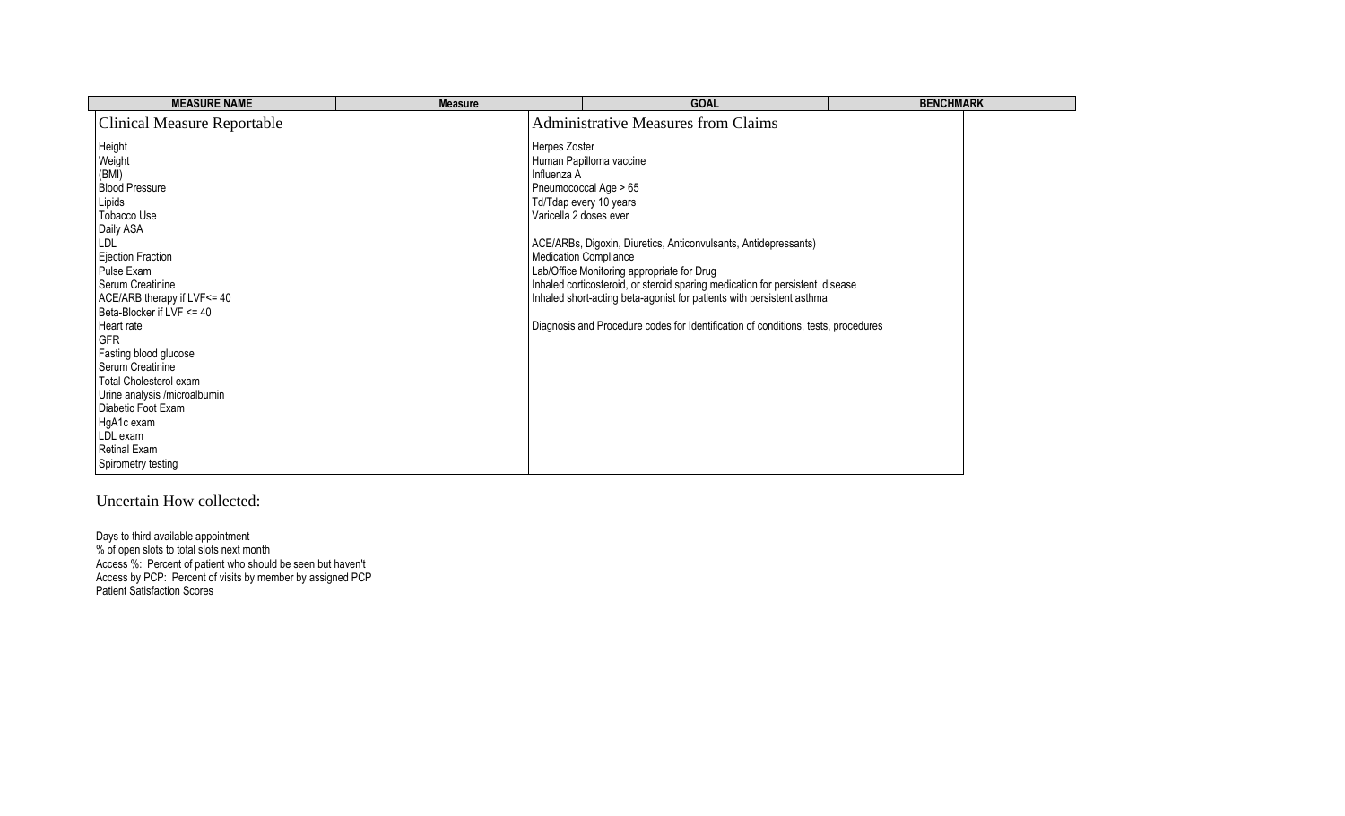| MEASURE NAME | Measure | GOAL | BENCHMARK |
|---|---|---|---|

## Clinical Measure Reportable

Height
Weight
(BMI)
Blood Pressure
Lipids
Tobacco Use
Daily ASA
LDL
Ejection Fraction
Pulse Exam
Serum Creatinine
ACE/ARB therapy if LVF<= 40
Beta-Blocker if LVF <= 40
Heart rate
GFR
Fasting blood glucose
Serum Creatinine
Total Cholesterol exam
Urine analysis /microalbumin
Diabetic Foot Exam
HgA1c exam
LDL exam
Retinal Exam
Spirometry testing

## Administrative Measures from Claims

Herpes Zoster
Human Papilloma vaccine
Influenza A
Pneumococcal Age > 65
Td/Tdap every 10 years
Varicella 2 doses ever

ACE/ARBs, Digoxin, Diuretics, Anticonvulsants, Antidepressants)
Medication Compliance
Lab/Office Monitoring appropriate for Drug
Inhaled corticosteroid, or steroid sparing medication for persistent disease
Inhaled short-acting beta-agonist for patients with persistent asthma

Diagnosis and Procedure codes for Identification of conditions, tests, procedures

## Uncertain How collected:

Days to third available appointment
% of open slots to total slots next month
Access %: Percent of patient who should be seen but haven't
Access by PCP: Percent of visits by member by assigned PCP
Patient Satisfaction Scores